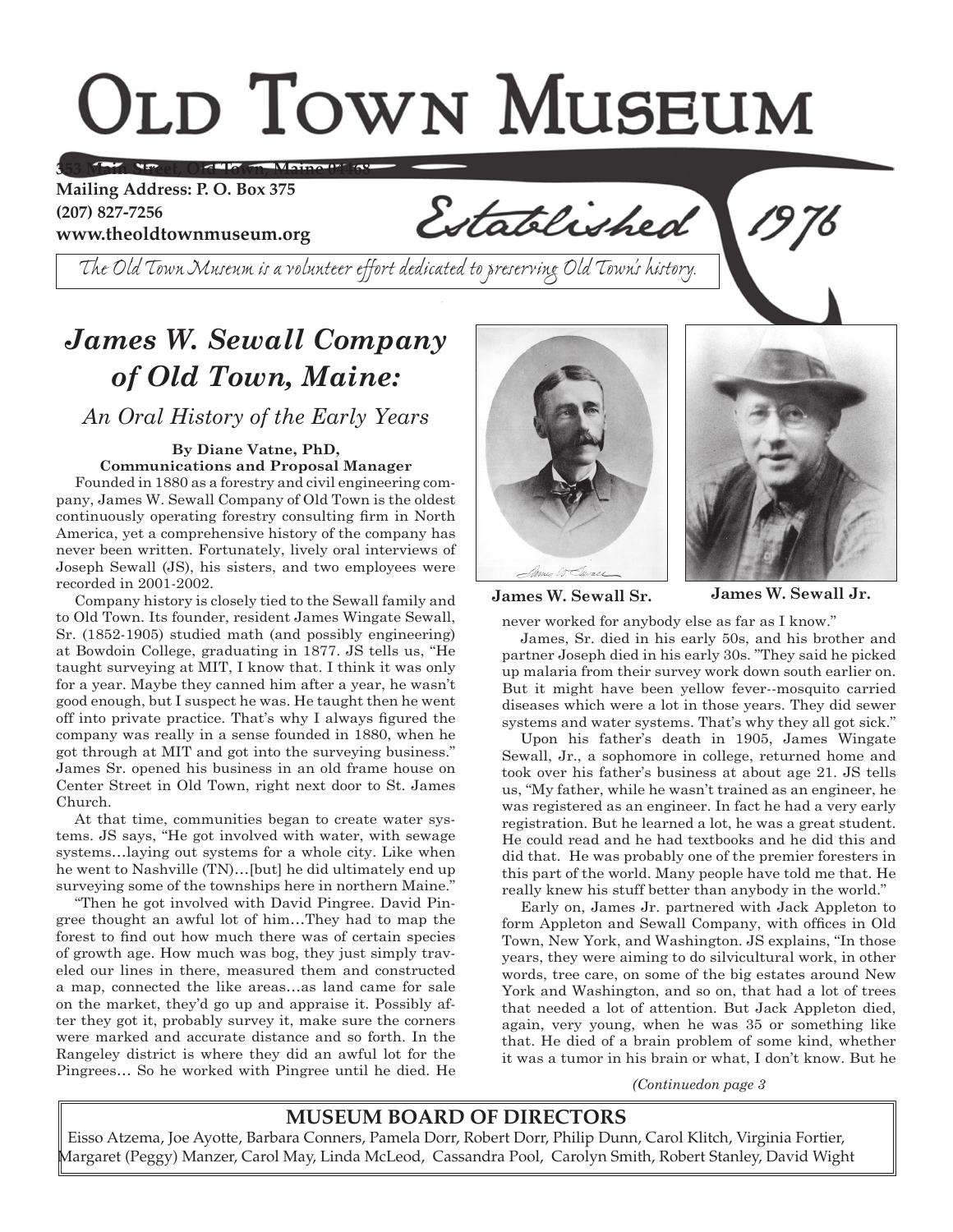# Old Town Museum

353 Main Street, Old Town, Maine 04468
Mailing Address: P. O. Box 375
(207) 827-7256
www.theoldtownmuseum.org

*Established 1976*

*The Old Town Museum is a volunteer effort dedicated to preserving Old Town's history.*

## *James W. Sewall Company of Old Town, Maine:*

### *An Oral History of the Early Years*

**By Diane Vatne, PhD, Communications and Proposal Manager**

Founded in 1880 as a forestry and civil engineering company, James W. Sewall Company of Old Town is the oldest continuously operating forestry consulting firm in North America, yet a comprehensive history of the company has never been written. Fortunately, lively oral interviews of Joseph Sewall (JS), his sisters, and two employees were recorded in 2001-2002.

Company history is closely tied to the Sewall family and to Old Town. Its founder, resident James Wingate Sewall, Sr. (1852-1905) studied math (and possibly engineering) at Bowdoin College, graduating in 1877. JS tells us, "He taught surveying at MIT, I know that. I think it was only for a year. Maybe they canned him after a year, he wasn't good enough, but I suspect he was. He taught then he went off into private practice. That's why I always figured the company was really in a sense founded in 1880, when he got through at MIT and got into the surveying business." James Sr. opened his business in an old frame house on Center Street in Old Town, right next door to St. James Church.

At that time, communities began to create water systems. JS says, "He got involved with water, with sewage systems…laying out systems for a whole city. Like when he went to Nashville (TN)…[but] he did ultimately end up surveying some of the townships here in northern Maine."

"Then he got involved with David Pingree. David Pingree thought an awful lot of him…They had to map the forest to find out how much there was of certain species of growth age. How much was bog, they just simply traveled our lines in there, measured them and constructed a map, connected the like areas…as land came for sale on the market, they'd go up and appraise it. Possibly after they got it, probably survey it, make sure the corners were marked and accurate distance and so forth. In the Rangeley district is where they did an awful lot for the Pingrees… So he worked with Pingree until he died. He never worked for anybody else as far as I know."

James W. Sewall Sr.

James W. Sewall Jr.

James, Sr. died in his early 50s, and his brother and partner Joseph died in his early 30s. "They said he picked up malaria from their survey work down south earlier on. But it might have been yellow fever--mosquito carried diseases which were a lot in those years. They did sewer systems and water systems. That's why they all got sick."

Upon his father's death in 1905, James Wingate Sewall, Jr., a sophomore in college, returned home and took over his father's business at about age 21. JS tells us, "My father, while he wasn't trained as an engineer, he was registered as an engineer. In fact he had a very early registration. But he learned a lot, he was a great student. He could read and he had textbooks and he did this and did that. He was probably one of the premier foresters in this part of the world. Many people have told me that. He really knew his stuff better than anybody in the world."

Early on, James Jr. partnered with Jack Appleton to form Appleton and Sewall Company, with offices in Old Town, New York, and Washington. JS explains, "In those years, they were aiming to do silvicultural work, in other words, tree care, on some of the big estates around New York and Washington, and so on, that had a lot of trees that needed a lot of attention. But Jack Appleton died, again, very young, when he was 35 or something like that. He died of a brain problem of some kind, whether it was a tumor in his brain or what, I don't know. But he

*(Continuedon page 3*

## MUSEUM BOARD OF DIRECTORS

Eisso Atzema, Joe Ayotte, Barbara Conners, Pamela Dorr, Robert Dorr, Philip Dunn, Carol Klitch, Virginia Fortier, Margaret (Peggy) Manzer, Carol May, Linda McLeod, Cassandra Pool, Carolyn Smith, Robert Stanley, David Wight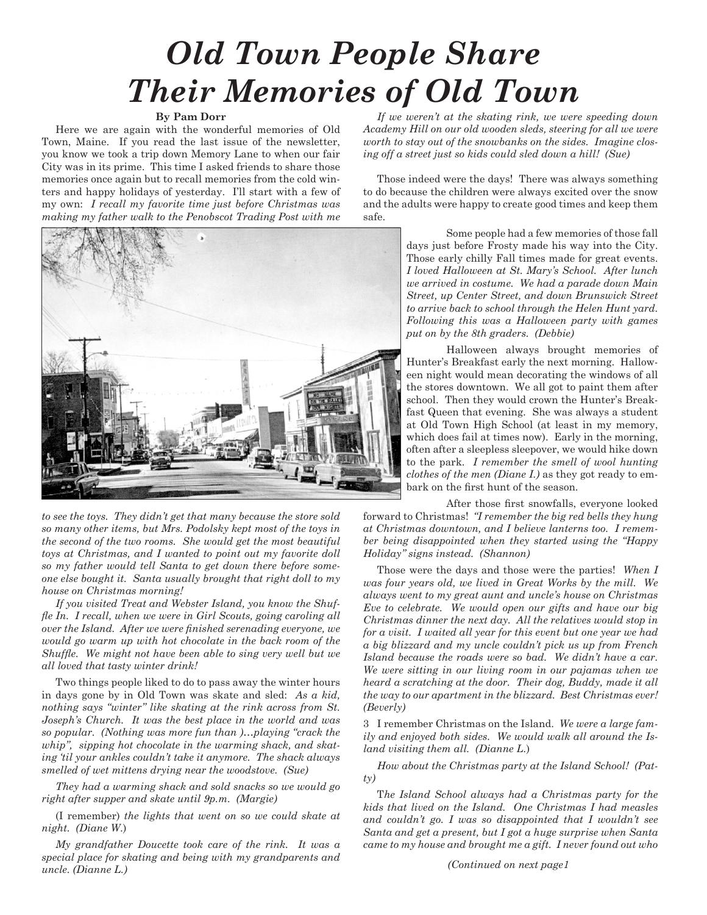# Old Town People Share Their Memories of Old Town

**By Pam Dorr**

Here we are again with the wonderful memories of Old Town, Maine. If you read the last issue of the newsletter, you know we took a trip down Memory Lane to when our fair City was in its prime. This time I asked friends to share those memories once again but to recall memories from the cold winters and happy holidays of yesterday. I'll start with a few of my own: *I recall my favorite time just before Christmas was making my father walk to the Penobscot Trading Post with me to see the toys. They didn't get that many because the store sold so many other items, but Mrs. Podolsky kept most of the toys in the second of the two rooms. She would get the most beautiful toys at Christmas, and I wanted to point out my favorite doll so my father would tell Santa to get down there before someone else bought it. Santa usually brought that right doll to my house on Christmas morning!*

*If you visited Treat and Webster Island, you know the Shuffle In. I recall, when we were in Girl Scouts, going caroling all over the Island. After we were finished serenading everyone, we would go warm up with hot chocolate in the back room of the Shuffle. We might not have been able to sing very well but we all loved that tasty winter drink!*

Two things people liked to do to pass away the winter hours in days gone by in Old Town was skate and sled: *As a kid, nothing says "winter" like skating at the rink across from St. Joseph's Church. It was the best place in the world and was so popular. (Nothing was more fun than )…playing "crack the whip", sipping hot chocolate in the warming shack, and skating 'til your ankles couldn't take it anymore. The shack always smelled of wet mittens drying near the woodstove. (Sue)*

*They had a warming shack and sold snacks so we would go right after supper and skate until 9p.m. (Margie)*

(I remember) *the lights that went on so we could skate at night. (Diane W.)*

*My grandfather Doucette took care of the rink. It was a special place for skating and being with my grandparents and uncle. (Dianne L.)*

*If we weren't at the skating rink, we were speeding down Academy Hill on our old wooden sleds, steering for all we were worth to stay out of the snowbanks on the sides. Imagine closing off a street just so kids could sled down a hill! (Sue)*

Those indeed were the days! There was always something to do because the children were always excited over the snow and the adults were happy to create good times and keep them safe.

Some people had a few memories of those fall days just before Frosty made his way into the City. Those early chilly Fall times made for great events. *I loved Halloween at St. Mary's School. After lunch we arrived in costume. We had a parade down Main Street, up Center Street, and down Brunswick Street to arrive back to school through the Helen Hunt yard. Following this was a Halloween party with games put on by the 8th graders. (Debbie)*

Halloween always brought memories of Hunter's Breakfast early the next morning. Halloween night would mean decorating the windows of all the stores downtown. We all got to paint them after school. Then they would crown the Hunter's Breakfast Queen that evening. She was always a student at Old Town High School (at least in my memory, which does fail at times now). Early in the morning, often after a sleepless sleepover, we would hike down to the park. *I remember the smell of wool hunting clothes of the men (Diane I.)* as they got ready to embark on the first hunt of the season.

After those first snowfalls, everyone looked forward to Christmas! *"I remember the big red bells they hung at Christmas downtown, and I believe lanterns too. I remember being disappointed when they started using the "Happy Holiday" signs instead. (Shannon)*

Those were the days and those were the parties! *When I was four years old, we lived in Great Works by the mill. We always went to my great aunt and uncle's house on Christmas Eve to celebrate. We would open our gifts and have our big Christmas dinner the next day. All the relatives would stop in for a visit. I waited all year for this event but one year we had a big blizzard and my uncle couldn't pick us up from French Island because the roads were so bad. We didn't have a car. We were sitting in our living room in our pajamas when we heard a scratching at the door. Their dog, Buddy, made it all the way to our apartment in the blizzard. Best Christmas ever! (Beverly)*

3 I remember Christmas on the Island. *We were a large family and enjoyed both sides. We would walk all around the Island visiting them all. (Dianne L.)*

*How about the Christmas party at the Island School! (Patty)*

T*he Island School always had a Christmas party for the kids that lived on the Island. One Christmas I had measles and couldn't go. I was so disappointed that I wouldn't see Santa and get a present, but I got a huge surprise when Santa came to my house and brought me a gift. I never found out who*

*(Continued on next page1*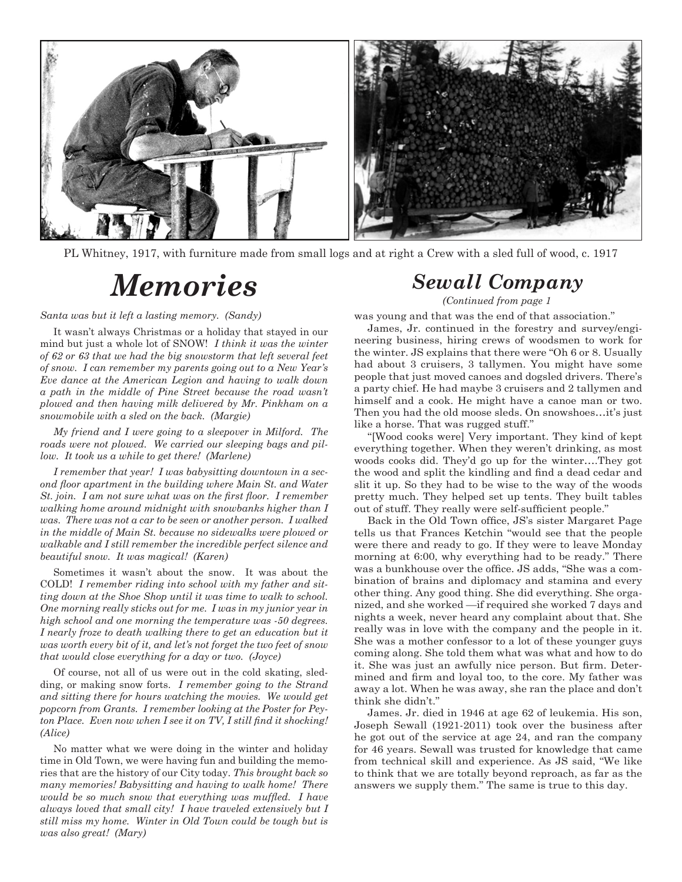PL Whitney, 1917, with furniture made from small logs and at right a Crew with a sled full of wood, c. 1917

# Memories

*Santa was but it left a lasting memory. (Sandy)*

It wasn't always Christmas or a holiday that stayed in our mind but just a whole lot of SNOW! *I think it was the winter of 62 or 63 that we had the big snowstorm that left several feet of snow. I can remember my parents going out to a New Year's Eve dance at the American Legion and having to walk down a path in the middle of Pine Street because the road wasn't plowed and then having milk delivered by Mr. Pinkham on a snowmobile with a sled on the back. (Margie)*

*My friend and I were going to a sleepover in Milford. The roads were not plowed. We carried our sleeping bags and pillow. It took us a while to get there! (Marlene)*

*I remember that year! I was babysitting downtown in a second floor apartment in the building where Main St. and Water St. join. I am not sure what was on the first floor. I remember walking home around midnight with snowbanks higher than I was. There was not a car to be seen or another person. I walked in the middle of Main St. because no sidewalks were plowed or walkable and I still remember the incredible perfect silence and beautiful snow. It was magical! (Karen)*

Sometimes it wasn't about the snow. It was about the COLD! *I remember riding into school with my father and sitting down at the Shoe Shop until it was time to walk to school. One morning really sticks out for me. I was in my junior year in high school and one morning the temperature was -50 degrees. I nearly froze to death walking there to get an education but it was worth every bit of it, and let's not forget the two feet of snow that would close everything for a day or two. (Joyce)*

Of course, not all of us were out in the cold skating, sledding, or making snow forts. *I remember going to the Strand and sitting there for hours watching the movies. We would get popcorn from Grants. I remember looking at the Poster for Peyton Place. Even now when I see it on TV, I still find it shocking! (Alice)*

No matter what we were doing in the winter and holiday time in Old Town, we were having fun and building the memories that are the history of our City today. *This brought back so many memories! Babysitting and having to walk home! There would be so much snow that everything was muffled. I have always loved that small city! I have traveled extensively but I still miss my home. Winter in Old Town could be tough but is was also great! (Mary)*

# Sewall Company

*(Continued from page 1*

was young and that was the end of that association."

James, Jr. continued in the forestry and survey/engineering business, hiring crews of woodsmen to work for the winter. JS explains that there were "Oh 6 or 8. Usually had about 3 cruisers, 3 tallymen. You might have some people that just moved canoes and dogsled drivers. There's a party chief. He had maybe 3 cruisers and 2 tallymen and himself and a cook. He might have a canoe man or two. Then you had the old moose sleds. On snowshoes…it's just like a horse. That was rugged stuff."

"[Wood cooks were] Very important. They kind of kept everything together. When they weren't drinking, as most woods cooks did. They'd go up for the winter….They got the wood and split the kindling and find a dead cedar and slit it up. So they had to be wise to the way of the woods pretty much. They helped set up tents. They built tables out of stuff. They really were self-sufficient people."

Back in the Old Town office, JS's sister Margaret Page tells us that Frances Ketchin "would see that the people were there and ready to go. If they were to leave Monday morning at 6:00, why everything had to be ready." There was a bunkhouse over the office. JS adds, "She was a combination of brains and diplomacy and stamina and every other thing. Any good thing. She did everything. She organized, and she worked —if required she worked 7 days and nights a week, never heard any complaint about that. She really was in love with the company and the people in it. She was a mother confessor to a lot of these younger guys coming along. She told them what was what and how to do it. She was just an awfully nice person. But firm. Determined and firm and loyal too, to the core. My father was away a lot. When he was away, she ran the place and don't think she didn't."

James. Jr. died in 1946 at age 62 of leukemia. His son, Joseph Sewall (1921-2011) took over the business after he got out of the service at age 24, and ran the company for 46 years. Sewall was trusted for knowledge that came from technical skill and experience. As JS said, "We like to think that we are totally beyond reproach, as far as the answers we supply them." The same is true to this day.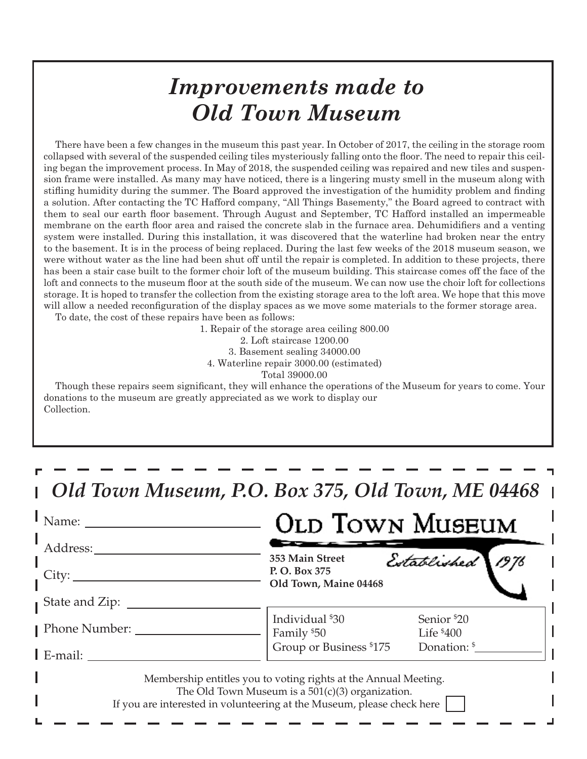# *Improvements made to Old Town Museum*

There have been a few changes in the museum this past year. In October of 2017, the ceiling in the storage room collapsed with several of the suspended ceiling tiles mysteriously falling onto the floor. The need to repair this ceiling began the improvement process. In May of 2018, the suspended ceiling was repaired and new tiles and suspension frame were installed. As many may have noticed, there is a lingering musty smell in the museum along with stifling humidity during the summer. The Board approved the investigation of the humidity problem and finding a solution. After contacting the TC Hafford company, "All Things Basementy," the Board agreed to contract with them to seal our earth floor basement. Through August and September, TC Hafford installed an impermeable membrane on the earth floor area and raised the concrete slab in the furnace area. Dehumidifiers and a venting system were installed. During this installation, it was discovered that the waterline had broken near the entry to the basement. It is in the process of being replaced. During the last few weeks of the 2018 museum season, we were without water as the line had been shut off until the repair is completed. In addition to these projects, there has been a stair case built to the former choir loft of the museum building. This staircase comes off the face of the loft and connects to the museum floor at the south side of the museum. We can now use the choir loft for collections storage. It is hoped to transfer the collection from the existing storage area to the loft area. We hope that this move will allow a needed reconfiguration of the display spaces as we move some materials to the former storage area.

To date, the cost of these repairs have been as follows:

1. Repair of the storage area ceiling 800.00
2. Loft staircase 1200.00
3. Basement sealing 34000.00
4. Waterline repair 3000.00 (estimated)

Total 39000.00

Though these repairs seem significant, they will enhance the operations of the Museum for years to come. Your donations to the museum are greatly appreciated as we work to display our Collection.

---

## *Old Town Museum, P.O. Box 375, Old Town, ME 04468*

Name: ____________________

Address: ____________________

City: ____________________

State and Zip: ____________________

Phone Number: ____________________

E-mail: ____________________

OLD TOWN MUSEUM

Established 1976

**353 Main Street**
**P. O. Box 375**
**Old Town, Maine 04468**

| | |
|---|---|
| Individual $30 | Senior $20 |
| Family $50 | Life $400 |
| Group or Business $175 | Donation: $ ________ |

Membership entitles you to voting rights at the Annual Meeting.
The Old Town Museum is a 501(c)(3) organization.
If you are interested in volunteering at the Museum, please check here ☐